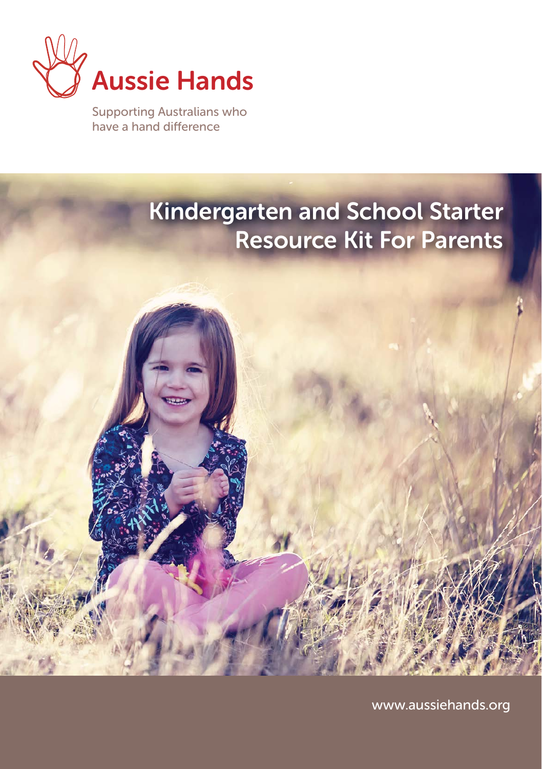Aussie Hands

Supporting Australians who have a hand difference

# Kindergarten and School Starter Resource Kit For Parents

www.aussiehands.org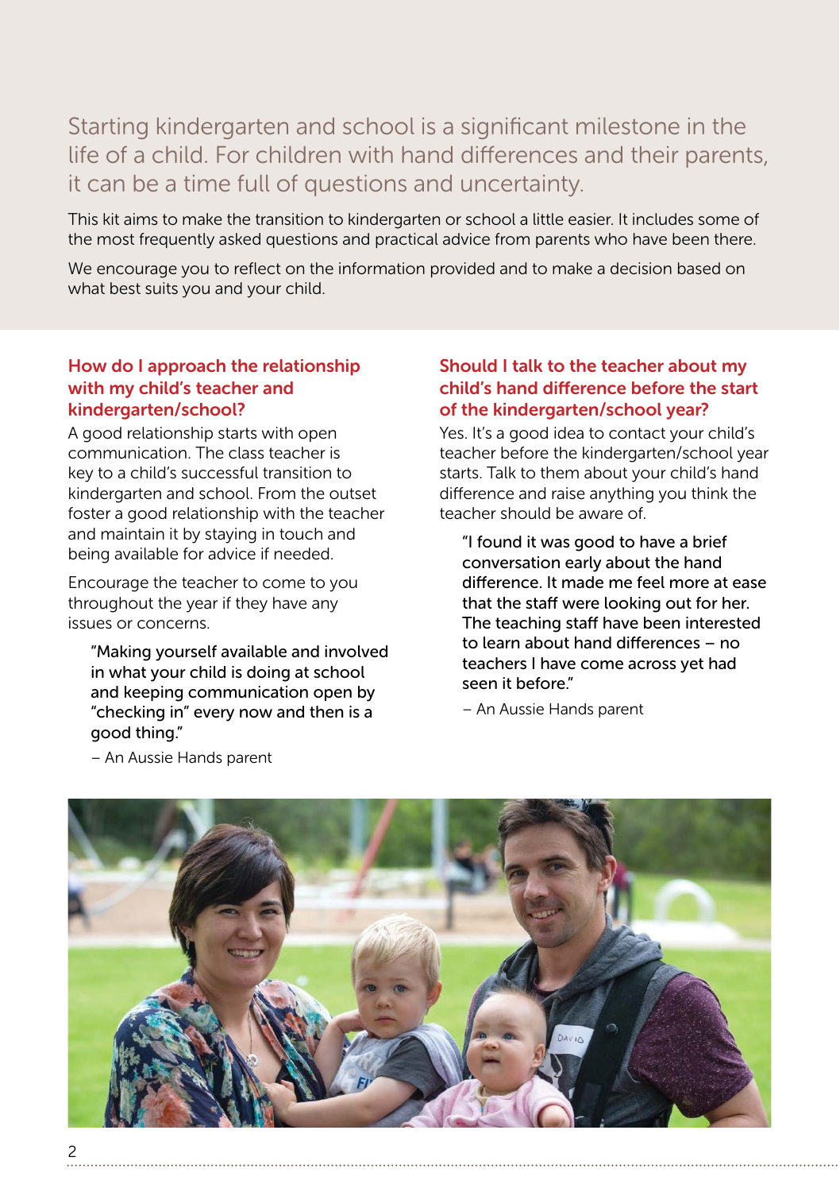Starting kindergarten and school is a significant milestone in the life of a child. For children with hand differences and their parents, it can be a time full of questions and uncertainty.

This kit aims to make the transition to kindergarten or school a little easier. It includes some of the most frequently asked questions and practical advice from parents who have been there.

We encourage you to reflect on the information provided and to make a decision based on what best suits you and your child.

### How do I approach the relationship with my child's teacher and kindergarten/school?

A good relationship starts with open communication. The class teacher is key to a child's successful transition to kindergarten and school. From the outset foster a good relationship with the teacher and maintain it by staying in touch and being available for advice if needed.

Encourage the teacher to come to you throughout the year if they have any issues or concerns.

> "Making yourself available and involved in what your child is doing at school and keeping communication open by "checking in" every now and then is a good thing."
>
> – An Aussie Hands parent

### Should I talk to the teacher about my child's hand difference before the start of the kindergarten/school year?

Yes. It's a good idea to contact your child's teacher before the kindergarten/school year starts. Talk to them about your child's hand difference and raise anything you think the teacher should be aware of.

> "I found it was good to have a brief conversation early about the hand difference. It made me feel more at ease that the staff were looking out for her. The teaching staff have been interested to learn about hand differences – no teachers I have come across yet had seen it before."
>
> – An Aussie Hands parent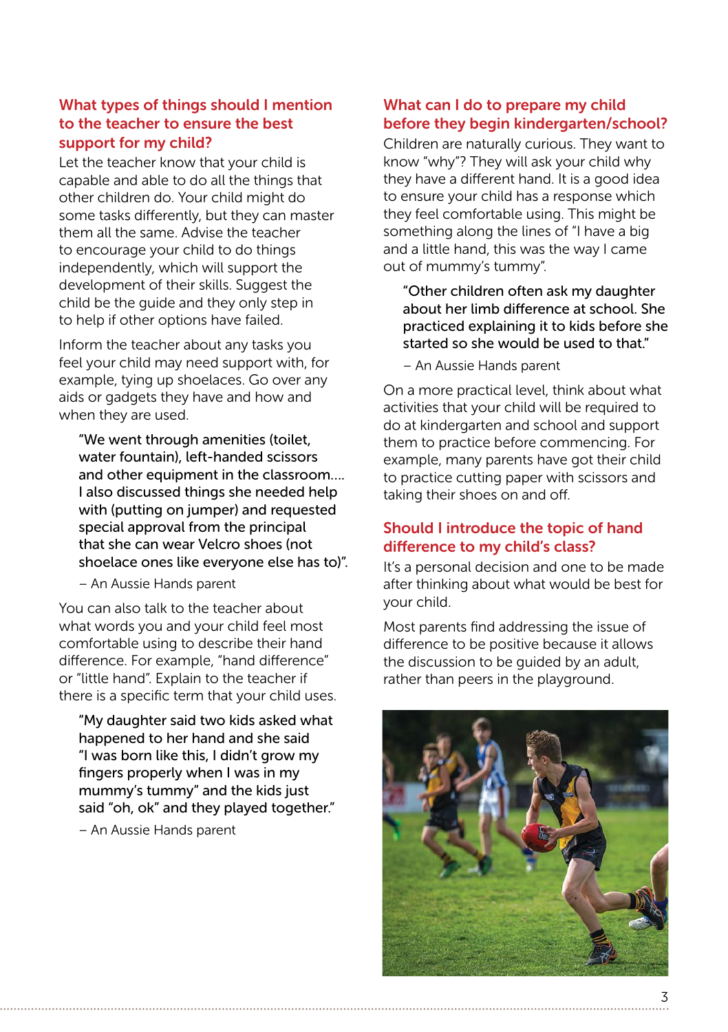## What types of things should I mention to the teacher to ensure the best support for my child?

Let the teacher know that your child is capable and able to do all the things that other children do. Your child might do some tasks differently, but they can master them all the same. Advise the teacher to encourage your child to do things independently, which will support the development of their skills. Suggest the child be the guide and they only step in to help if other options have failed.

Inform the teacher about any tasks you feel your child may need support with, for example, tying up shoelaces. Go over any aids or gadgets they have and how and when they are used.

> "We went through amenities (toilet, water fountain), left-handed scissors and other equipment in the classroom.... I also discussed things she needed help with (putting on jumper) and requested special approval from the principal that she can wear Velcro shoes (not shoelace ones like everyone else has to)".
>
> – An Aussie Hands parent

You can also talk to the teacher about what words you and your child feel most comfortable using to describe their hand difference. For example, "hand difference" or "little hand". Explain to the teacher if there is a specific term that your child uses.

> "My daughter said two kids asked what happened to her hand and she said "I was born like this, I didn't grow my fingers properly when I was in my mummy's tummy" and the kids just said "oh, ok" and they played together."
>
> – An Aussie Hands parent

## What can I do to prepare my child before they begin kindergarten/school?

Children are naturally curious. They want to know "why"? They will ask your child why they have a different hand. It is a good idea to ensure your child has a response which they feel comfortable using. This might be something along the lines of "I have a big and a little hand, this was the way I came out of mummy's tummy".

> "Other children often ask my daughter about her limb difference at school. She practiced explaining it to kids before she started so she would be used to that."
>
> – An Aussie Hands parent

On a more practical level, think about what activities that your child will be required to do at kindergarten and school and support them to practice before commencing. For example, many parents have got their child to practice cutting paper with scissors and taking their shoes on and off.

## Should I introduce the topic of hand difference to my child's class?

It's a personal decision and one to be made after thinking about what would be best for your child.

Most parents find addressing the issue of difference to be positive because it allows the discussion to be guided by an adult, rather than peers in the playground.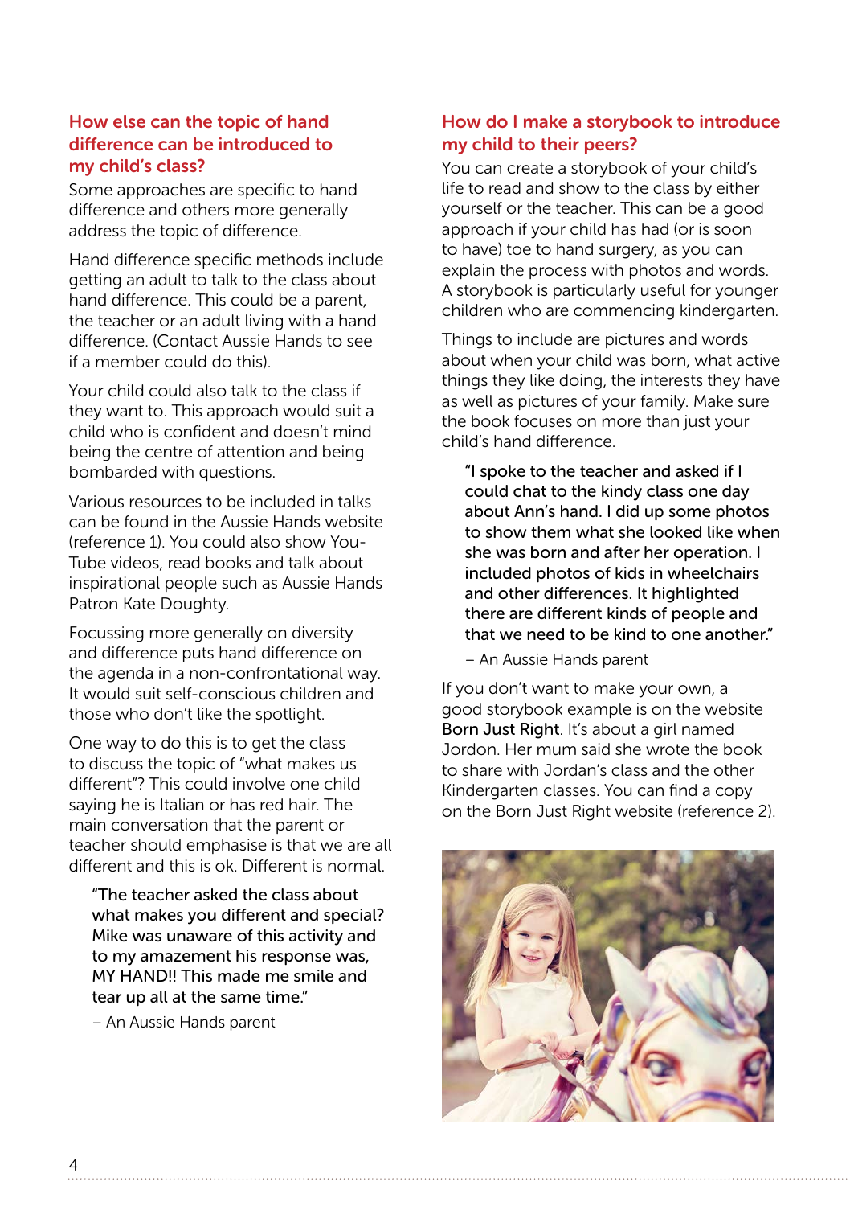## How else can the topic of hand difference can be introduced to my child's class?

Some approaches are specific to hand difference and others more generally address the topic of difference.

Hand difference specific methods include getting an adult to talk to the class about hand difference. This could be a parent, the teacher or an adult living with a hand difference. (Contact Aussie Hands to see if a member could do this).

Your child could also talk to the class if they want to. This approach would suit a child who is confident and doesn't mind being the centre of attention and being bombarded with questions.

Various resources to be included in talks can be found in the Aussie Hands website (reference 1). You could also show You-Tube videos, read books and talk about inspirational people such as Aussie Hands Patron Kate Doughty.

Focussing more generally on diversity and difference puts hand difference on the agenda in a non-confrontational way. It would suit self-conscious children and those who don't like the spotlight.

One way to do this is to get the class to discuss the topic of "what makes us different"? This could involve one child saying he is Italian or has red hair. The main conversation that the parent or teacher should emphasise is that we are all different and this is ok. Different is normal.

> "The teacher asked the class about what makes you different and special? Mike was unaware of this activity and to my amazement his response was, MY HAND!! This made me smile and tear up all at the same time."
>
> – An Aussie Hands parent

## How do I make a storybook to introduce my child to their peers?

You can create a storybook of your child's life to read and show to the class by either yourself or the teacher. This can be a good approach if your child has had (or is soon to have) toe to hand surgery, as you can explain the process with photos and words. A storybook is particularly useful for younger children who are commencing kindergarten.

Things to include are pictures and words about when your child was born, what active things they like doing, the interests they have as well as pictures of your family. Make sure the book focuses on more than just your child's hand difference.

> "I spoke to the teacher and asked if I could chat to the kindy class one day about Ann's hand. I did up some photos to show them what she looked like when she was born and after her operation. I included photos of kids in wheelchairs and other differences. It highlighted there are different kinds of people and that we need to be kind to one another."
>
> – An Aussie Hands parent

If you don't want to make your own, a good storybook example is on the website **Born Just Right**. It's about a girl named Jordon. Her mum said she wrote the book to share with Jordan's class and the other Kindergarten classes. You can find a copy on the Born Just Right website (reference 2).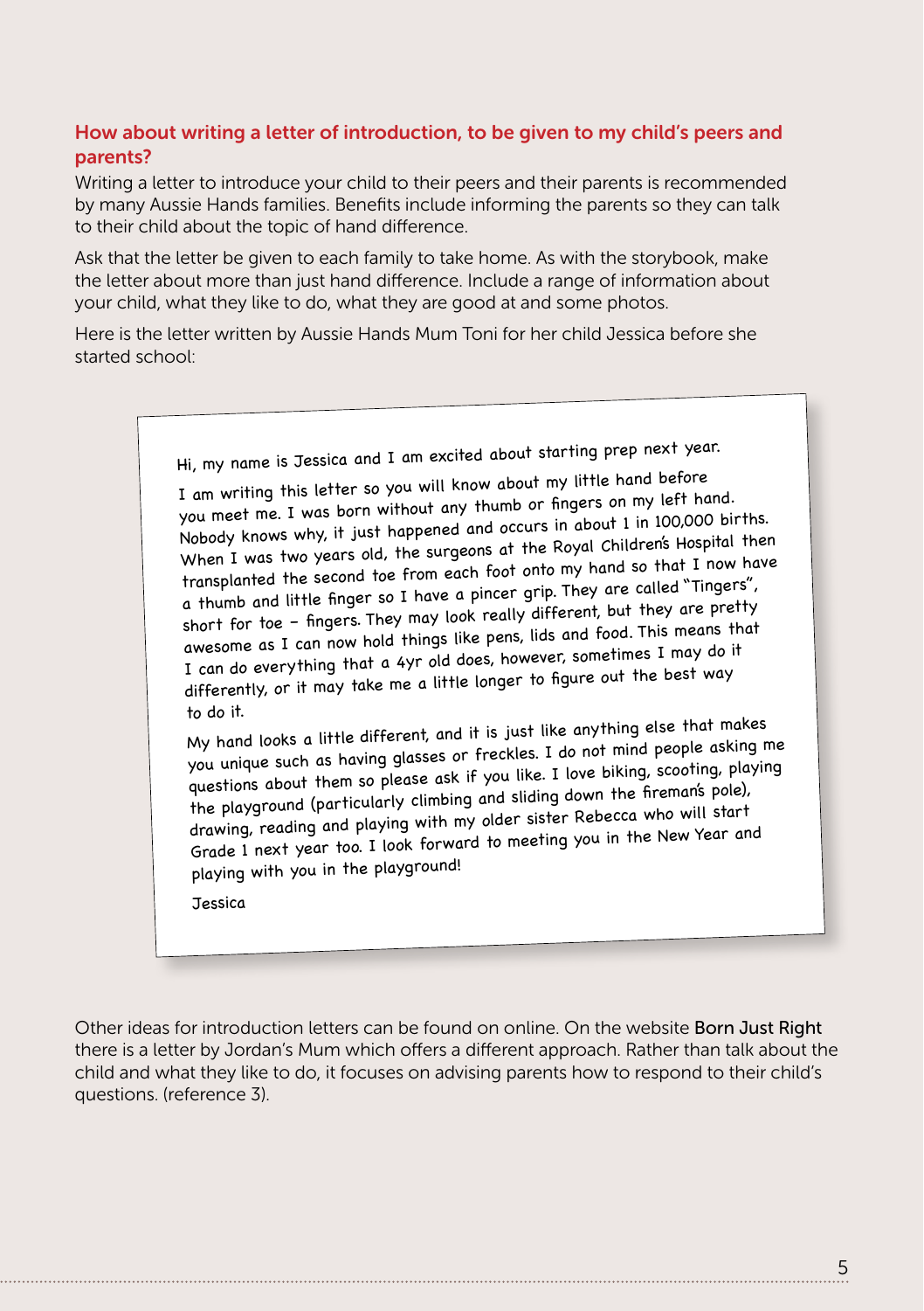## How about writing a letter of introduction, to be given to my child's peers and parents?

Writing a letter to introduce your child to their peers and their parents is recommended by many Aussie Hands families. Benefits include informing the parents so they can talk to their child about the topic of hand difference.

Ask that the letter be given to each family to take home. As with the storybook, make the letter about more than just hand difference. Include a range of information about your child, what they like to do, what they are good at and some photos.

Here is the letter written by Aussie Hands Mum Toni for her child Jessica before she started school:

> Hi, my name is Jessica and I am excited about starting prep next year.
>
> I am writing this letter so you will know about my little hand before you meet me. I was born without any thumb or fingers on my left hand. Nobody knows why, it just happened and occurs in about 1 in 100,000 births. When I was two years old, the surgeons at the Royal Children's Hospital then transplanted the second toe from each foot onto my hand so that I now have a thumb and little finger so I have a pincer grip. They are called "Tingers", short for toe – fingers. They may look really different, but they are pretty awesome as I can now hold things like pens, lids and food. This means that I can do everything that a 4yr old does, however, sometimes I may do it differently, or it may take me a little longer to figure out the best way to do it.
>
> My hand looks a little different, and it is just like anything else that makes you unique such as having glasses or freckles. I do not mind people asking me questions about them so please ask if you like. I love biking, scooting, playing the playground (particularly climbing and sliding down the fireman's pole), drawing, reading and playing with my older sister Rebecca who will start Grade 1 next year too. I look forward to meeting you in the New Year and playing with you in the playground!
>
> Jessica

Other ideas for introduction letters can be found on online. On the website Born Just Right there is a letter by Jordan's Mum which offers a different approach. Rather than talk about the child and what they like to do, it focuses on advising parents how to respond to their child's questions. (reference 3).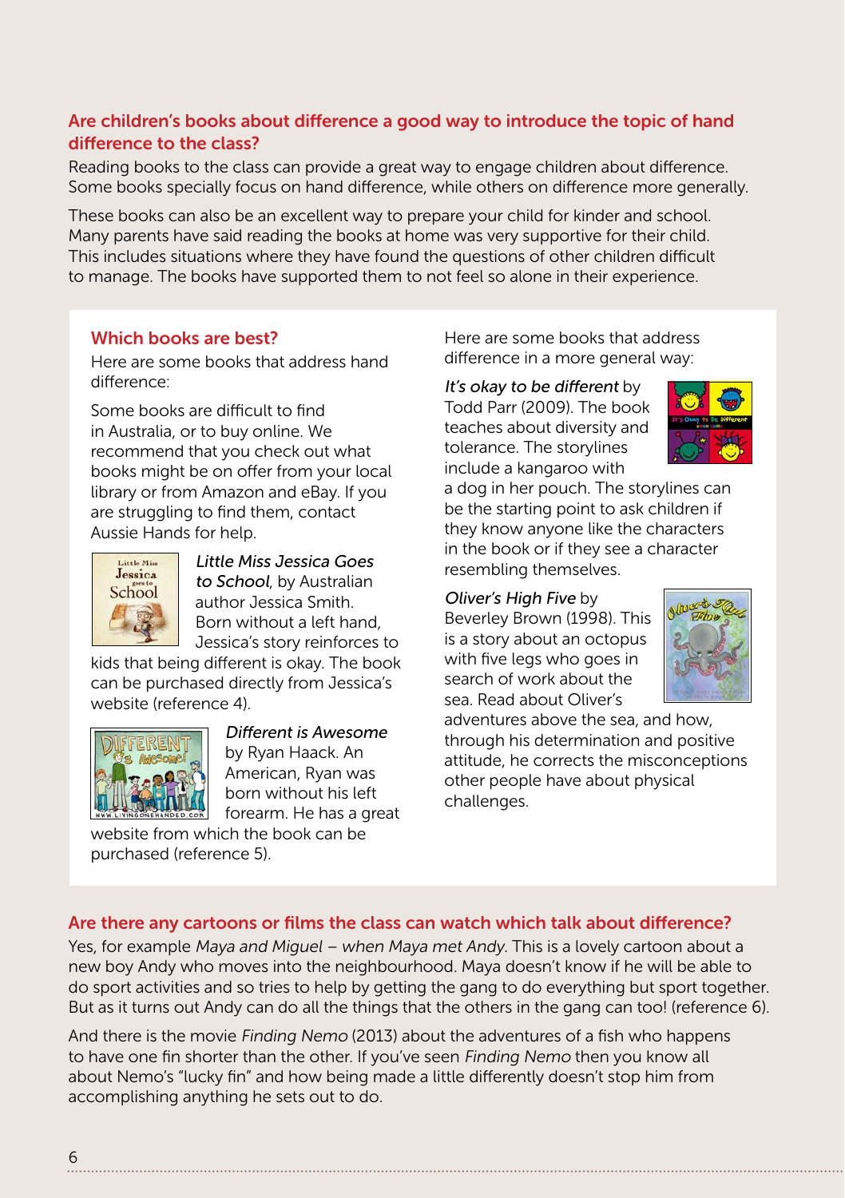## Are children's books about difference a good way to introduce the topic of hand difference to the class?

Reading books to the class can provide a great way to engage children about difference. Some books specially focus on hand difference, while others on difference more generally.

These books can also be an excellent way to prepare your child for kinder and school. Many parents have said reading the books at home was very supportive for their child. This includes situations where they have found the questions of other children difficult to manage. The books have supported them to not feel so alone in their experience.

### Which books are best?

Here are some books that address hand difference:

Some books are difficult to find in Australia, or to buy online. We recommend that you check out what books might be on offer from your local library or from Amazon and eBay. If you are struggling to find them, contact Aussie Hands for help.

*Little Miss Jessica Goes to School*, by Australian author Jessica Smith. Born without a left hand, Jessica's story reinforces to kids that being different is okay. The book can be purchased directly from Jessica's website (reference 4).

*Different is Awesome* by Ryan Haack. An American, Ryan was born without his left forearm. He has a great website from which the book can be purchased (reference 5).

Here are some books that address difference in a more general way:

*It's okay to be different* by Todd Parr (2009). The book teaches about diversity and tolerance. The storylines include a kangaroo with a dog in her pouch. The storylines can be the starting point to ask children if they know anyone like the characters in the book or if they see a character resembling themselves.

*Oliver's High Five* by Beverley Brown (1998). This is a story about an octopus with five legs who goes in search of work about the sea. Read about Oliver's adventures above the sea, and how, through his determination and positive attitude, he corrects the misconceptions other people have about physical challenges.

## Are there any cartoons or films the class can watch which talk about difference?

Yes, for example *Maya and Miguel – when Maya met Andy*. This is a lovely cartoon about a new boy Andy who moves into the neighbourhood. Maya doesn't know if he will be able to do sport activities and so tries to help by getting the gang to do everything but sport together. But as it turns out Andy can do all the things that the others in the gang can too! (reference 6).

And there is the movie *Finding Nemo* (2013) about the adventures of a fish who happens to have one fin shorter than the other. If you've seen *Finding Nemo* then you know all about Nemo's "lucky fin" and how being made a little differently doesn't stop him from accomplishing anything he sets out to do.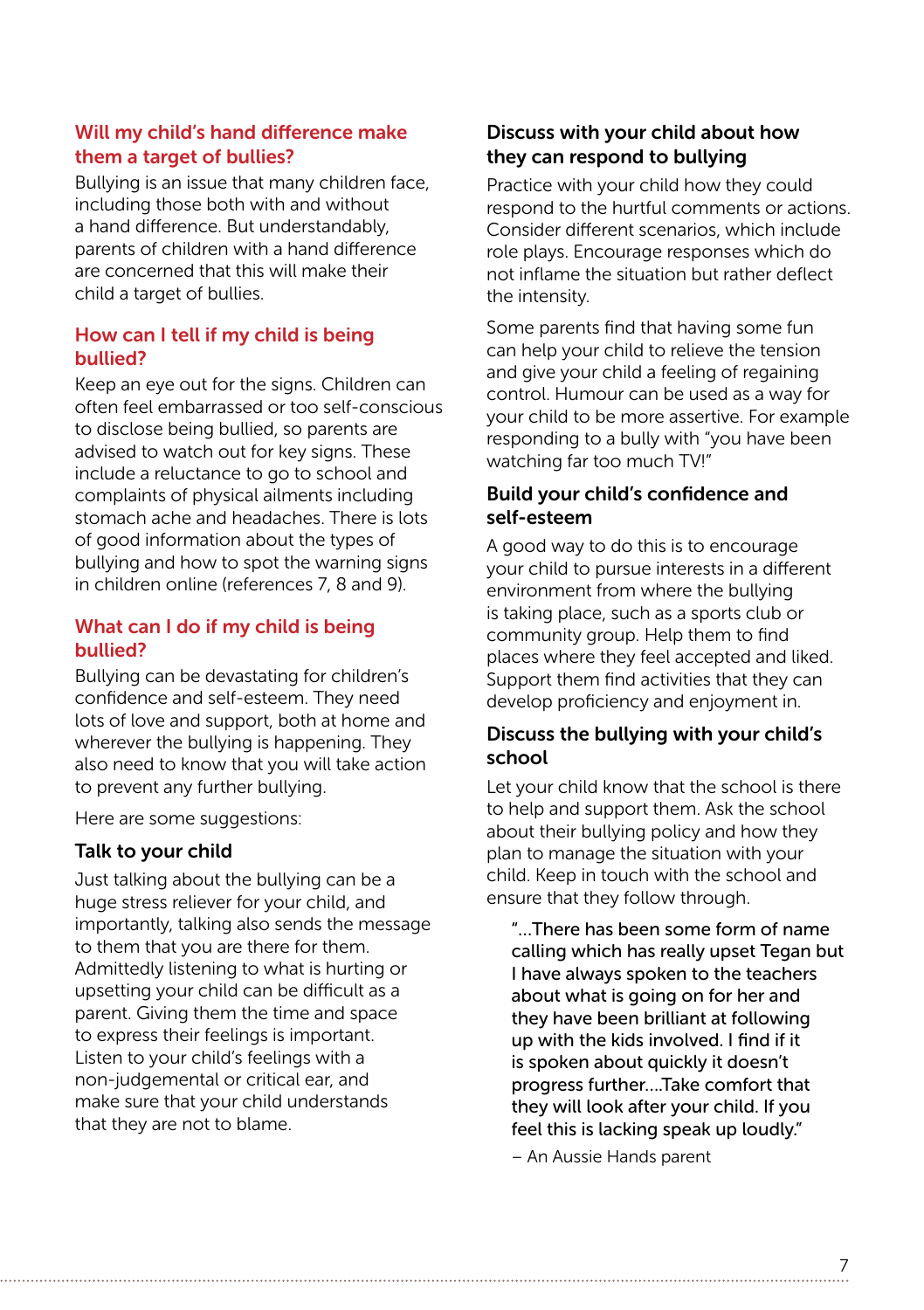## Will my child's hand difference make them a target of bullies?

Bullying is an issue that many children face, including those both with and without a hand difference. But understandably, parents of children with a hand difference are concerned that this will make their child a target of bullies.

## How can I tell if my child is being bullied?

Keep an eye out for the signs. Children can often feel embarrassed or too self-conscious to disclose being bullied, so parents are advised to watch out for key signs. These include a reluctance to go to school and complaints of physical ailments including stomach ache and headaches. There is lots of good information about the types of bullying and how to spot the warning signs in children online (references 7, 8 and 9).

## What can I do if my child is being bullied?

Bullying can be devastating for children's confidence and self-esteem. They need lots of love and support, both at home and wherever the bullying is happening. They also need to know that you will take action to prevent any further bullying.

Here are some suggestions:

### Talk to your child

Just talking about the bullying can be a huge stress reliever for your child, and importantly, talking also sends the message to them that you are there for them. Admittedly listening to what is hurting or upsetting your child can be difficult as a parent. Giving them the time and space to express their feelings is important. Listen to your child's feelings with a non-judgemental or critical ear, and make sure that your child understands that they are not to blame.

### Discuss with your child about how they can respond to bullying

Practice with your child how they could respond to the hurtful comments or actions. Consider different scenarios, which include role plays. Encourage responses which do not inflame the situation but rather deflect the intensity.

Some parents find that having some fun can help your child to relieve the tension and give your child a feeling of regaining control. Humour can be used as a way for your child to be more assertive. For example responding to a bully with "you have been watching far too much TV!"

### Build your child's confidence and self-esteem

A good way to do this is to encourage your child to pursue interests in a different environment from where the bullying is taking place, such as a sports club or community group. Help them to find places where they feel accepted and liked. Support them find activities that they can develop proficiency and enjoyment in.

### Discuss the bullying with your child's school

Let your child know that the school is there to help and support them. Ask the school about their bullying policy and how they plan to manage the situation with your child. Keep in touch with the school and ensure that they follow through.

> "...There has been some form of name calling which has really upset Tegan but I have always spoken to the teachers about what is going on for her and they have been brilliant at following up with the kids involved. I find if it is spoken about quickly it doesn't progress further....Take comfort that they will look after your child. If you feel this is lacking speak up loudly."
>
> – An Aussie Hands parent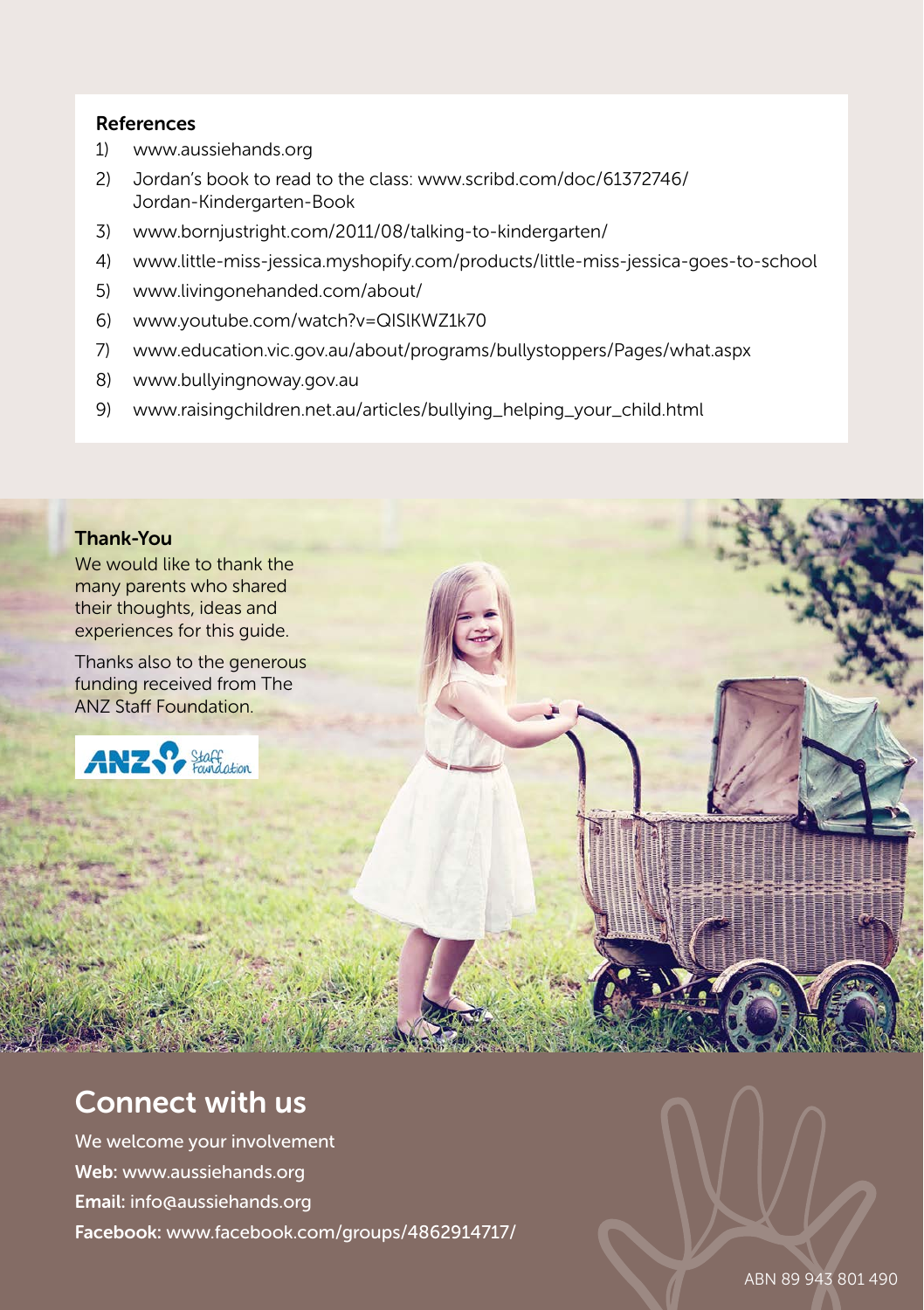## References

1) www.aussiehands.org
2) Jordan's book to read to the class: www.scribd.com/doc/61372746/Jordan-Kindergarten-Book
3) www.bornjustright.com/2011/08/talking-to-kindergarten/
4) www.little-miss-jessica.myshopify.com/products/little-miss-jessica-goes-to-school
5) www.livingonehanded.com/about/
6) www.youtube.com/watch?v=QISlKWZ1k70
7) www.education.vic.gov.au/about/programs/bullystoppers/Pages/what.aspx
8) www.bullyingnoway.gov.au
9) www.raisingchildren.net.au/articles/bullying_helping_your_child.html

## Thank-You

We would like to thank the many parents who shared their thoughts, ideas and experiences for this guide.

Thanks also to the generous funding received from The ANZ Staff Foundation.

ANZ Staff Foundation

# Connect with us

We welcome your involvement

**Web:** www.aussiehands.org

**Email:** info@aussiehands.org

**Facebook:** www.facebook.com/groups/4862914717/

ABN 89 943 801 490